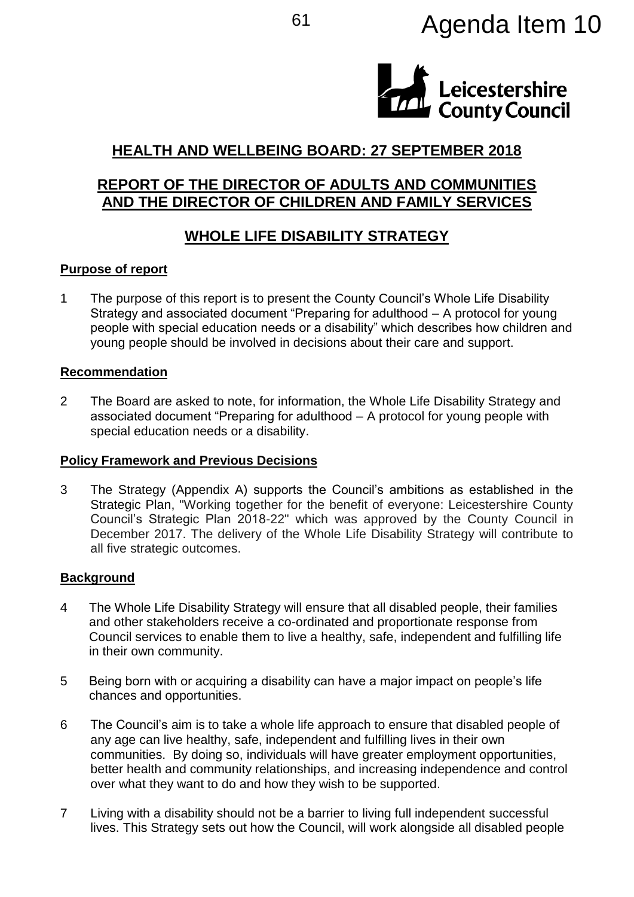# Agenda Item 10

## HEALTH AND WELLBEING BOARD: 27 SEPTEMBER 2018

## REPORT OF THE DIRECTOR OF ADULTS AND COMMUNITIES AND THE DIRECTOR OF CHILDREN AND FAMILY SERVICES

## WHOLE LIFE DISABILITY STRATEGY

### Purpose of report

1 The purpose of this report is to present the County Council's Whole Life Disability Strategy and associated document "Preparing for adulthood – A protocol for young people with special education needs or a disability" which describes how children and young people should be involved in decisions about their care and support.

### Recommendation

2 The Board are asked to note, for information, the Whole Life Disability Strategy and associated document "Preparing for adulthood – A protocol for young people with special education needs or a disability.

### Policy Framework and Previous Decisions

3 The Strategy (Appendix A) supports the Council's ambitions as established in the Strategic Plan, "Working together for the benefit of everyone: Leicestershire County Council's Strategic Plan 2018-22" which was approved by the County Council in December 2017. The delivery of the Whole Life Disability Strategy will contribute to all five strategic outcomes.

### Background

4 The Whole Life Disability Strategy will ensure that all disabled people, their families and other stakeholders receive a co-ordinated and proportionate response from Council services to enable them to live a healthy, safe, independent and fulfilling life in their own community.

5 Being born with or acquiring a disability can have a major impact on people's life chances and opportunities.

6 The Council's aim is to take a whole life approach to ensure that disabled people of any age can live healthy, safe, independent and fulfilling lives in their own communities. By doing so, individuals will have greater employment opportunities, better health and community relationships, and increasing independence and control over what they want to do and how they wish to be supported.

7 Living with a disability should not be a barrier to living full independent successful lives. This Strategy sets out how the Council, will work alongside all disabled people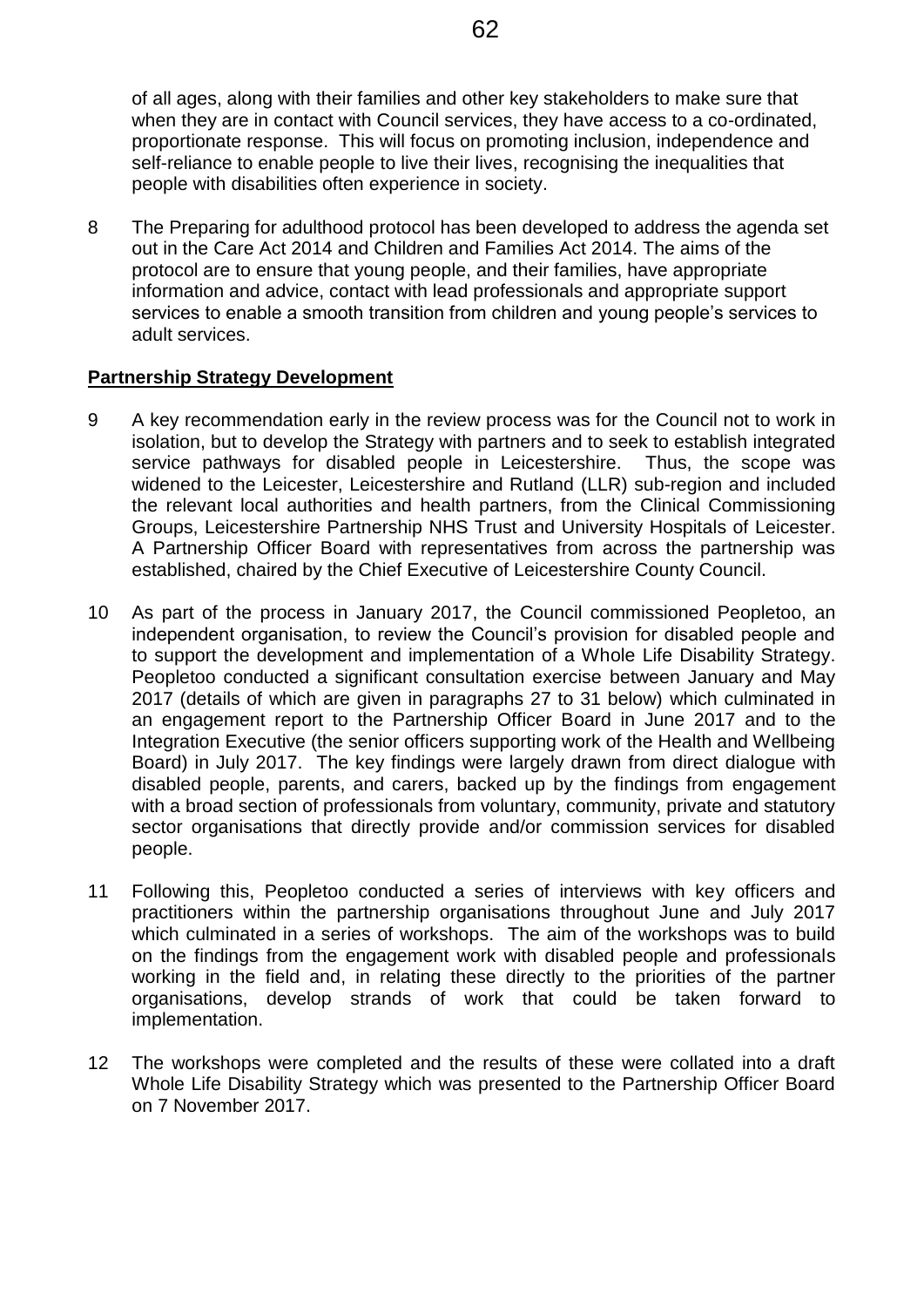of all ages, along with their families and other key stakeholders to make sure that when they are in contact with Council services, they have access to a co-ordinated, proportionate response. This will focus on promoting inclusion, independence and self-reliance to enable people to live their lives, recognising the inequalities that people with disabilities often experience in society.

8 The Preparing for adulthood protocol has been developed to address the agenda set out in the Care Act 2014 and Children and Families Act 2014. The aims of the protocol are to ensure that young people, and their families, have appropriate information and advice, contact with lead professionals and appropriate support services to enable a smooth transition from children and young people's services to adult services.

**Partnership Strategy Development**

9 A key recommendation early in the review process was for the Council not to work in isolation, but to develop the Strategy with partners and to seek to establish integrated service pathways for disabled people in Leicestershire. Thus, the scope was widened to the Leicester, Leicestershire and Rutland (LLR) sub-region and included the relevant local authorities and health partners, from the Clinical Commissioning Groups, Leicestershire Partnership NHS Trust and University Hospitals of Leicester. A Partnership Officer Board with representatives from across the partnership was established, chaired by the Chief Executive of Leicestershire County Council.

10 As part of the process in January 2017, the Council commissioned Peopletoo, an independent organisation, to review the Council's provision for disabled people and to support the development and implementation of a Whole Life Disability Strategy. Peopletoo conducted a significant consultation exercise between January and May 2017 (details of which are given in paragraphs 27 to 31 below) which culminated in an engagement report to the Partnership Officer Board in June 2017 and to the Integration Executive (the senior officers supporting work of the Health and Wellbeing Board) in July 2017. The key findings were largely drawn from direct dialogue with disabled people, parents, and carers, backed up by the findings from engagement with a broad section of professionals from voluntary, community, private and statutory sector organisations that directly provide and/or commission services for disabled people.

11 Following this, Peopletoo conducted a series of interviews with key officers and practitioners within the partnership organisations throughout June and July 2017 which culminated in a series of workshops. The aim of the workshops was to build on the findings from the engagement work with disabled people and professionals working in the field and, in relating these directly to the priorities of the partner organisations, develop strands of work that could be taken forward to implementation.

12 The workshops were completed and the results of these were collated into a draft Whole Life Disability Strategy which was presented to the Partnership Officer Board on 7 November 2017.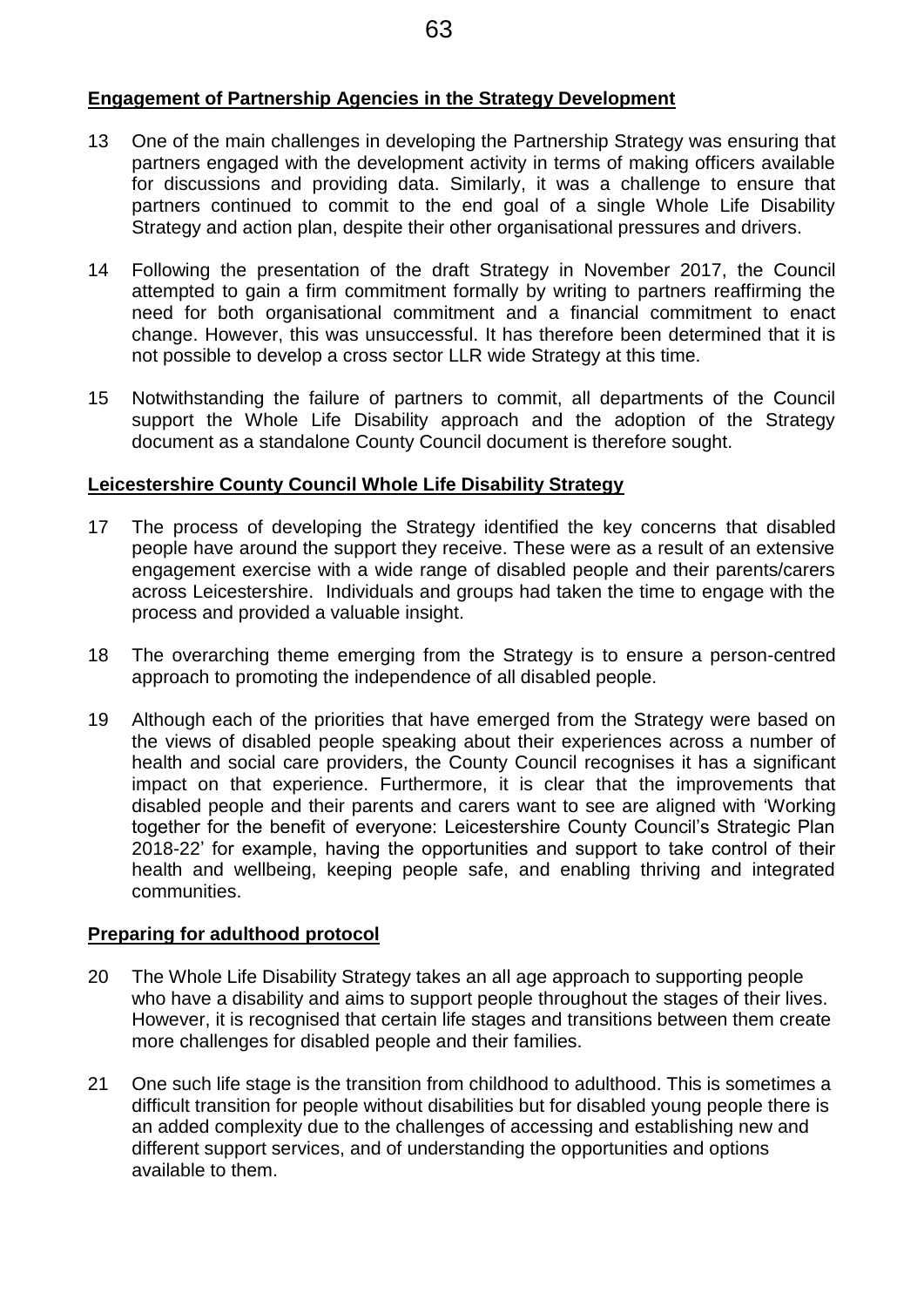**Engagement of Partnership Agencies in the Strategy Development**

13 One of the main challenges in developing the Partnership Strategy was ensuring that partners engaged with the development activity in terms of making officers available for discussions and providing data. Similarly, it was a challenge to ensure that partners continued to commit to the end goal of a single Whole Life Disability Strategy and action plan, despite their other organisational pressures and drivers.

14 Following the presentation of the draft Strategy in November 2017, the Council attempted to gain a firm commitment formally by writing to partners reaffirming the need for both organisational commitment and a financial commitment to enact change. However, this was unsuccessful. It has therefore been determined that it is not possible to develop a cross sector LLR wide Strategy at this time.

15 Notwithstanding the failure of partners to commit, all departments of the Council support the Whole Life Disability approach and the adoption of the Strategy document as a standalone County Council document is therefore sought.

**Leicestershire County Council Whole Life Disability Strategy**

17 The process of developing the Strategy identified the key concerns that disabled people have around the support they receive. These were as a result of an extensive engagement exercise with a wide range of disabled people and their parents/carers across Leicestershire. Individuals and groups had taken the time to engage with the process and provided a valuable insight.

18 The overarching theme emerging from the Strategy is to ensure a person-centred approach to promoting the independence of all disabled people.

19 Although each of the priorities that have emerged from the Strategy were based on the views of disabled people speaking about their experiences across a number of health and social care providers, the County Council recognises it has a significant impact on that experience. Furthermore, it is clear that the improvements that disabled people and their parents and carers want to see are aligned with 'Working together for the benefit of everyone: Leicestershire County Council's Strategic Plan 2018-22' for example, having the opportunities and support to take control of their health and wellbeing, keeping people safe, and enabling thriving and integrated communities.

**Preparing for adulthood protocol**

20 The Whole Life Disability Strategy takes an all age approach to supporting people who have a disability and aims to support people throughout the stages of their lives. However, it is recognised that certain life stages and transitions between them create more challenges for disabled people and their families.

21 One such life stage is the transition from childhood to adulthood. This is sometimes a difficult transition for people without disabilities but for disabled young people there is an added complexity due to the challenges of accessing and establishing new and different support services, and of understanding the opportunities and options available to them.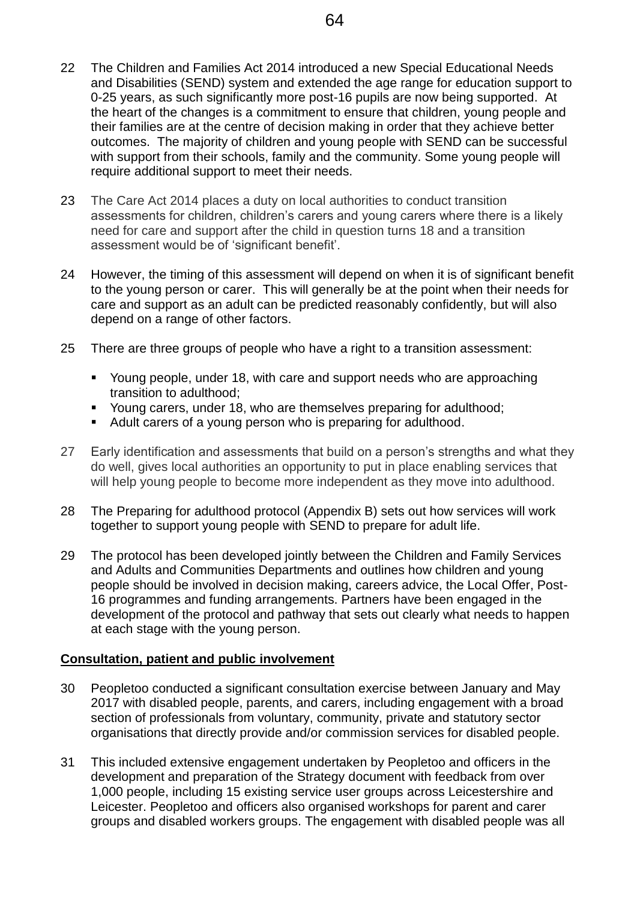22 The Children and Families Act 2014 introduced a new Special Educational Needs and Disabilities (SEND) system and extended the age range for education support to 0-25 years, as such significantly more post-16 pupils are now being supported. At the heart of the changes is a commitment to ensure that children, young people and their families are at the centre of decision making in order that they achieve better outcomes. The majority of children and young people with SEND can be successful with support from their schools, family and the community. Some young people will require additional support to meet their needs.

23 The Care Act 2014 places a duty on local authorities to conduct transition assessments for children, children's carers and young carers where there is a likely need for care and support after the child in question turns 18 and a transition assessment would be of 'significant benefit'.

24 However, the timing of this assessment will depend on when it is of significant benefit to the young person or carer. This will generally be at the point when their needs for care and support as an adult can be predicted reasonably confidently, but will also depend on a range of other factors.

25 There are three groups of people who have a right to a transition assessment:

- Young people, under 18, with care and support needs who are approaching transition to adulthood;
- Young carers, under 18, who are themselves preparing for adulthood;
- Adult carers of a young person who is preparing for adulthood.

27 Early identification and assessments that build on a person's strengths and what they do well, gives local authorities an opportunity to put in place enabling services that will help young people to become more independent as they move into adulthood.

28 The Preparing for adulthood protocol (Appendix B) sets out how services will work together to support young people with SEND to prepare for adult life.

29 The protocol has been developed jointly between the Children and Family Services and Adults and Communities Departments and outlines how children and young people should be involved in decision making, careers advice, the Local Offer, Post-16 programmes and funding arrangements. Partners have been engaged in the development of the protocol and pathway that sets out clearly what needs to happen at each stage with the young person.

## Consultation, patient and public involvement

30 Peopletoo conducted a significant consultation exercise between January and May 2017 with disabled people, parents, and carers, including engagement with a broad section of professionals from voluntary, community, private and statutory sector organisations that directly provide and/or commission services for disabled people.

31 This included extensive engagement undertaken by Peopletoo and officers in the development and preparation of the Strategy document with feedback from over 1,000 people, including 15 existing service user groups across Leicestershire and Leicester. Peopletoo and officers also organised workshops for parent and carer groups and disabled workers groups. The engagement with disabled people was all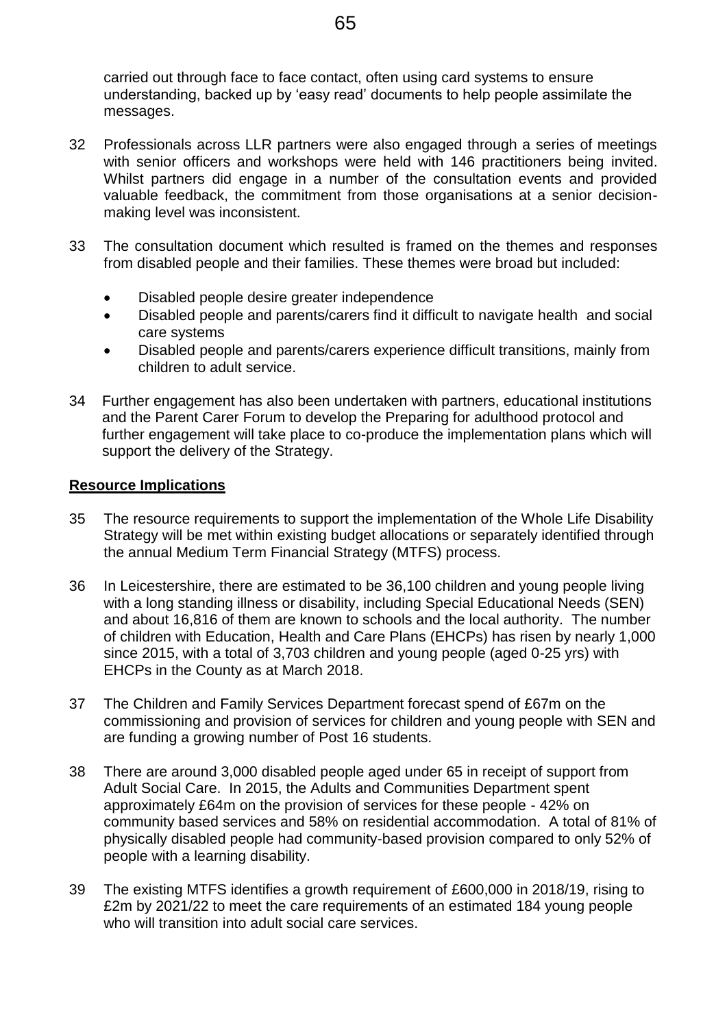carried out through face to face contact, often using card systems to ensure understanding, backed up by 'easy read' documents to help people assimilate the messages.

32 Professionals across LLR partners were also engaged through a series of meetings with senior officers and workshops were held with 146 practitioners being invited. Whilst partners did engage in a number of the consultation events and provided valuable feedback, the commitment from those organisations at a senior decision-making level was inconsistent.

33 The consultation document which resulted is framed on the themes and responses from disabled people and their families. These themes were broad but included:

- Disabled people desire greater independence
- Disabled people and parents/carers find it difficult to navigate health and social care systems
- Disabled people and parents/carers experience difficult transitions, mainly from children to adult service.

34 Further engagement has also been undertaken with partners, educational institutions and the Parent Carer Forum to develop the Preparing for adulthood protocol and further engagement will take place to co-produce the implementation plans which will support the delivery of the Strategy.

## Resource Implications

35 The resource requirements to support the implementation of the Whole Life Disability Strategy will be met within existing budget allocations or separately identified through the annual Medium Term Financial Strategy (MTFS) process.

36 In Leicestershire, there are estimated to be 36,100 children and young people living with a long standing illness or disability, including Special Educational Needs (SEN) and about 16,816 of them are known to schools and the local authority. The number of children with Education, Health and Care Plans (EHCPs) has risen by nearly 1,000 since 2015, with a total of 3,703 children and young people (aged 0-25 yrs) with EHCPs in the County as at March 2018.

37 The Children and Family Services Department forecast spend of £67m on the commissioning and provision of services for children and young people with SEN and are funding a growing number of Post 16 students.

38 There are around 3,000 disabled people aged under 65 in receipt of support from Adult Social Care. In 2015, the Adults and Communities Department spent approximately £64m on the provision of services for these people - 42% on community based services and 58% on residential accommodation. A total of 81% of physically disabled people had community-based provision compared to only 52% of people with a learning disability.

39 The existing MTFS identifies a growth requirement of £600,000 in 2018/19, rising to £2m by 2021/22 to meet the care requirements of an estimated 184 young people who will transition into adult social care services.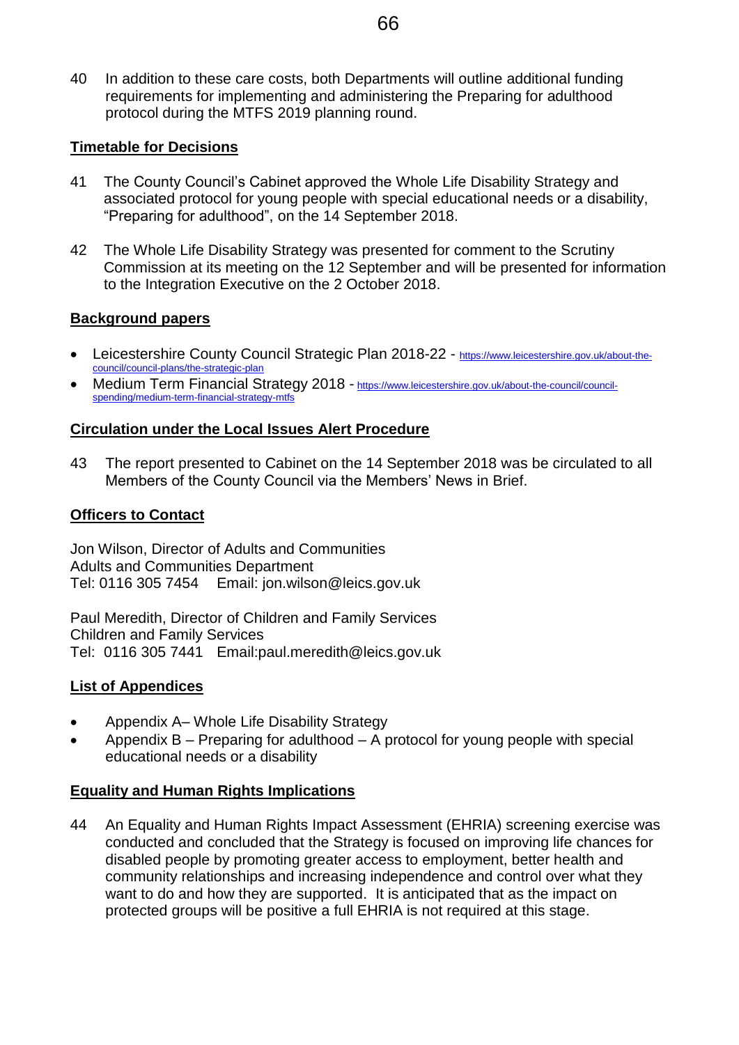40 In addition to these care costs, both Departments will outline additional funding requirements for implementing and administering the Preparing for adulthood protocol during the MTFS 2019 planning round.

## Timetable for Decisions

41 The County Council's Cabinet approved the Whole Life Disability Strategy and associated protocol for young people with special educational needs or a disability, "Preparing for adulthood", on the 14 September 2018.

42 The Whole Life Disability Strategy was presented for comment to the Scrutiny Commission at its meeting on the 12 September and will be presented for information to the Integration Executive on the 2 October 2018.

## Background papers

- Leicestershire County Council Strategic Plan 2018-22 - https://www.leicestershire.gov.uk/about-the-council/council-plans/the-strategic-plan
- Medium Term Financial Strategy 2018 - https://www.leicestershire.gov.uk/about-the-council/council-spending/medium-term-financial-strategy-mtfs

## Circulation under the Local Issues Alert Procedure

43 The report presented to Cabinet on the 14 September 2018 was be circulated to all Members of the County Council via the Members' News in Brief.

## Officers to Contact

Jon Wilson, Director of Adults and Communities
Adults and Communities Department
Tel: 0116 305 7454 Email: jon.wilson@leics.gov.uk

Paul Meredith, Director of Children and Family Services
Children and Family Services
Tel: 0116 305 7441 Email:paul.meredith@leics.gov.uk

## List of Appendices

- Appendix A– Whole Life Disability Strategy
- Appendix B – Preparing for adulthood – A protocol for young people with special educational needs or a disability

## Equality and Human Rights Implications

44 An Equality and Human Rights Impact Assessment (EHRIA) screening exercise was conducted and concluded that the Strategy is focused on improving life chances for disabled people by promoting greater access to employment, better health and community relationships and increasing independence and control over what they want to do and how they are supported. It is anticipated that as the impact on protected groups will be positive a full EHRIA is not required at this stage.